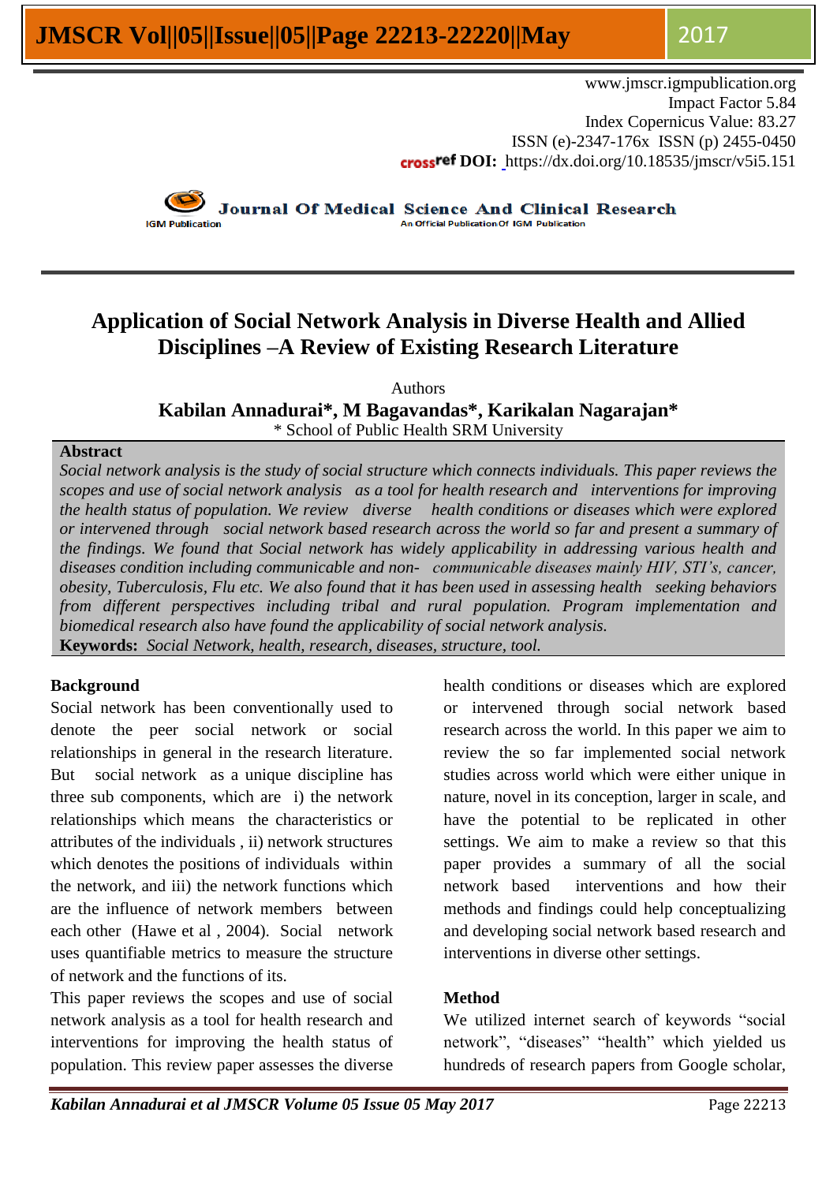www.jmscr.igmpublication.org
Impact Factor 5.84
Index Copernicus Value: 83.27
ISSN (e)-2347-176x ISSN (p) 2455-0450
DOI: https://dx.doi.org/10.18535/jmscr/v5i5.151

Journal Of Medical Science And Clinical Research
An Official Publication Of IGM Publication

# Application of Social Network Analysis in Diverse Health and Allied Disciplines –A Review of Existing Research Literature

Authors

**Kabilan Annadurai\*, M Bagavandas\*, Karikalan Nagarajan\***

\* School of Public Health SRM University

**Abstract**

*Social network analysis is the study of social structure which connects individuals. This paper reviews the scopes and use of social network analysis as a tool for health research and interventions for improving the health status of population. We review diverse health conditions or diseases which were explored or intervened through social network based research across the world so far and present a summary of the findings. We found that Social network has widely applicability in addressing various health and diseases condition including communicable and non- communicable diseases mainly HIV, STI's, cancer, obesity, Tuberculosis, Flu etc. We also found that it has been used in assessing health seeking behaviors from different perspectives including tribal and rural population. Program implementation and biomedical research also have found the applicability of social network analysis.*

**Keywords:** *Social Network, health, research, diseases, structure, tool.*

## Background

Social network has been conventionally used to denote the peer social network or social relationships in general in the research literature. But social network as a unique discipline has three sub components, which are i) the network relationships which means the characteristics or attributes of the individuals , ii) network structures which denotes the positions of individuals within the network, and iii) the network functions which are the influence of network members between each other (Hawe et al , 2004). Social network uses quantifiable metrics to measure the structure of network and the functions of its.

This paper reviews the scopes and use of social network analysis as a tool for health research and interventions for improving the health status of population. This review paper assesses the diverse health conditions or diseases which are explored or intervened through social network based research across the world. In this paper we aim to review the so far implemented social network studies across world which were either unique in nature, novel in its conception, larger in scale, and have the potential to be replicated in other settings. We aim to make a review so that this paper provides a summary of all the social network based interventions and how their methods and findings could help conceptualizing and developing social network based research and interventions in diverse other settings.

## Method

We utilized internet search of keywords "social network", "diseases" "health" which yielded us hundreds of research papers from Google scholar,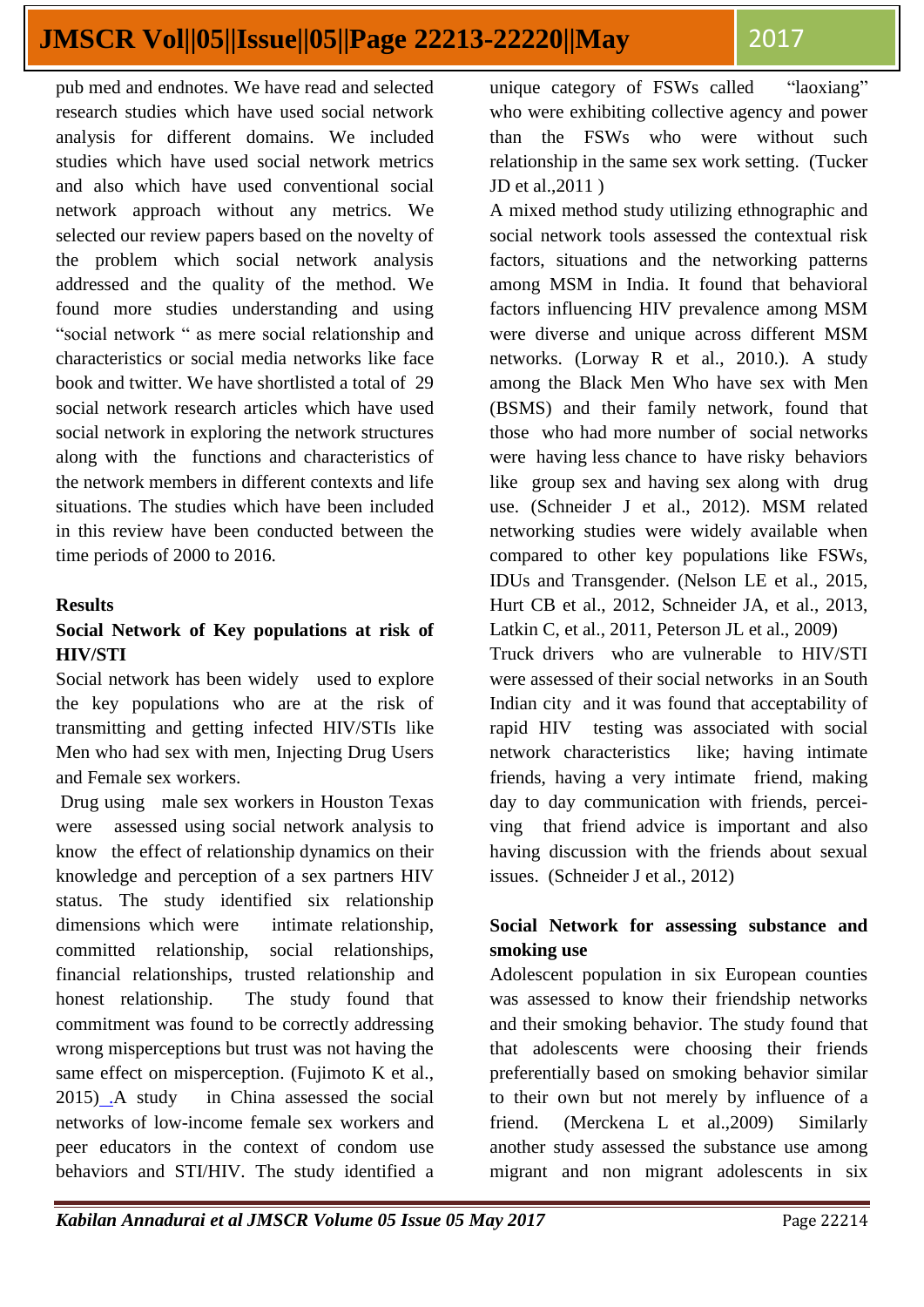pub med and endnotes. We have read and selected research studies which have used social network analysis for different domains. We included studies which have used social network metrics and also which have used conventional social network approach without any metrics. We selected our review papers based on the novelty of the problem which social network analysis addressed and the quality of the method. We found more studies understanding and using "social network " as mere social relationship and characteristics or social media networks like face book and twitter. We have shortlisted a total of 29 social network research articles which have used social network in exploring the network structures along with the functions and characteristics of the network members in different contexts and life situations. The studies which have been included in this review have been conducted between the time periods of 2000 to 2016.

## Results

### Social Network of Key populations at risk of HIV/STI

Social network has been widely used to explore the key populations who are at the risk of transmitting and getting infected HIV/STIs like Men who had sex with men, Injecting Drug Users and Female sex workers.

Drug using male sex workers in Houston Texas were assessed using social network analysis to know the effect of relationship dynamics on their knowledge and perception of a sex partners HIV status. The study identified six relationship dimensions which were intimate relationship, committed relationship, social relationships, financial relationships, trusted relationship and honest relationship. The study found that commitment was found to be correctly addressing wrong misperceptions but trust was not having the same effect on misperception. (Fujimoto K et al., 2015) .A study in China assessed the social networks of low-income female sex workers and peer educators in the context of condom use behaviors and STI/HIV. The study identified a unique category of FSWs called "laoxiang" who were exhibiting collective agency and power than the FSWs who were without such relationship in the same sex work setting. (Tucker JD et al.,2011 )

A mixed method study utilizing ethnographic and social network tools assessed the contextual risk factors, situations and the networking patterns among MSM in India. It found that behavioral factors influencing HIV prevalence among MSM were diverse and unique across different MSM networks. (Lorway R et al., 2010.). A study among the Black Men Who have sex with Men (BSMS) and their family network, found that those who had more number of social networks were having less chance to have risky behaviors like group sex and having sex along with drug use. (Schneider J et al., 2012). MSM related networking studies were widely available when compared to other key populations like FSWs, IDUs and Transgender. (Nelson LE et al., 2015, Hurt CB et al., 2012, Schneider JA, et al., 2013, Latkin C, et al., 2011, Peterson JL et al., 2009)

Truck drivers who are vulnerable to HIV/STI were assessed of their social networks in an South Indian city and it was found that acceptability of rapid HIV testing was associated with social network characteristics like; having intimate friends, having a very intimate friend, making day to day communication with friends, perceiving that friend advice is important and also having discussion with the friends about sexual issues. (Schneider J et al., 2012)

### Social Network for assessing substance and smoking use

Adolescent population in six European counties was assessed to know their friendship networks and their smoking behavior. The study found that that adolescents were choosing their friends preferentially based on smoking behavior similar to their own but not merely by influence of a friend. (Merckena L et al.,2009) Similarly another study assessed the substance use among migrant and non migrant adolescents in six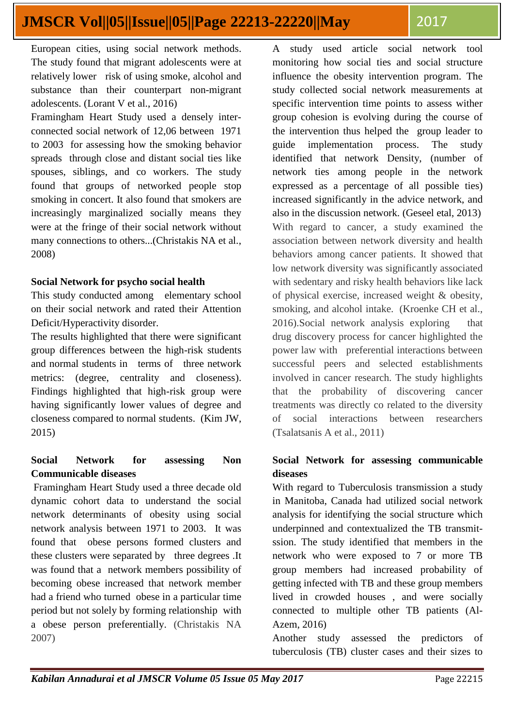European cities, using social network methods. The study found that migrant adolescents were at relatively lower risk of using smoke, alcohol and substance than their counterpart non-migrant adolescents. (Lorant V et al., 2016)

Framingham Heart Study used a densely inter-connected social network of 12,06 between 1971 to 2003 for assessing how the smoking behavior spreads through close and distant social ties like spouses, siblings, and co workers. The study found that groups of networked people stop smoking in concert. It also found that smokers are increasingly marginalized socially means they were at the fringe of their social network without many connections to others...(Christakis NA et al., 2008)

**Social Network for psycho social health**

This study conducted among elementary school on their social network and rated their Attention Deficit/Hyperactivity disorder.

The results highlighted that there were significant group differences between the high-risk students and normal students in terms of three network metrics: (degree, centrality and closeness). Findings highlighted that high-risk group were having significantly lower values of degree and closeness compared to normal students. (Kim JW, 2015)

**Social Network for assessing Non Communicable diseases**

Framingham Heart Study used a three decade old dynamic cohort data to understand the social network determinants of obesity using social network analysis between 1971 to 2003. It was found that obese persons formed clusters and these clusters were separated by three degrees .It was found that a network members possibility of becoming obese increased that network member had a friend who turned obese in a particular time period but not solely by forming relationship with a obese person preferentially. (Christakis NA 2007)

A study used article social network tool monitoring how social ties and social structure influence the obesity intervention program. The study collected social network measurements at specific intervention time points to assess wither group cohesion is evolving during the course of the intervention thus helped the group leader to guide implementation process. The study identified that network Density, (number of network ties among people in the network expressed as a percentage of all possible ties) increased significantly in the advice network, and also in the discussion network. (Geseel etal, 2013)

With regard to cancer, a study examined the association between network diversity and health behaviors among cancer patients. It showed that low network diversity was significantly associated with sedentary and risky health behaviors like lack of physical exercise, increased weight & obesity, smoking, and alcohol intake. (Kroenke CH et al., 2016).Social network analysis exploring that drug discovery process for cancer highlighted the power law with preferential interactions between successful peers and selected establishments involved in cancer research. The study highlights that the probability of discovering cancer treatments was directly co related to the diversity of social interactions between researchers (Tsalatsanis A et al., 2011)

**Social Network for assessing communicable diseases**

With regard to Tuberculosis transmission a study in Manitoba, Canada had utilized social network analysis for identifying the social structure which underpinned and contextualized the TB transmitssion. The study identified that members in the network who were exposed to 7 or more TB group members had increased probability of getting infected with TB and these group members lived in crowded houses , and were socially connected to multiple other TB patients (Al-Azem, 2016)

Another study assessed the predictors of tuberculosis (TB) cluster cases and their sizes to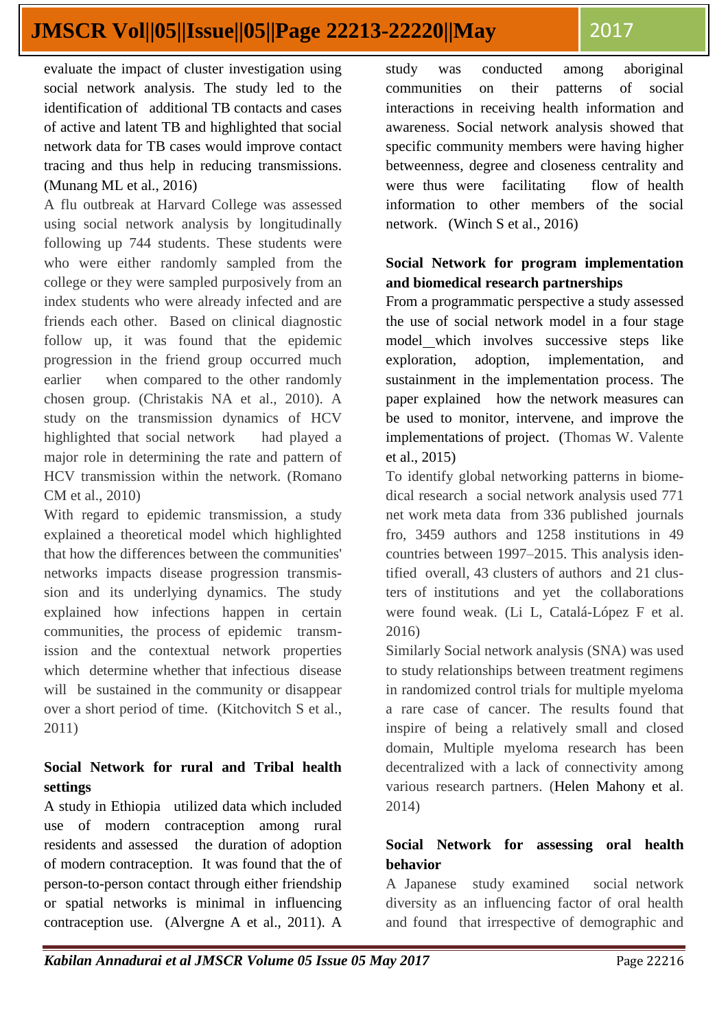evaluate the impact of cluster investigation using social network analysis. The study led to the identification of additional TB contacts and cases of active and latent TB and highlighted that social network data for TB cases would improve contact tracing and thus help in reducing transmissions. (Munang ML et al., 2016)

A flu outbreak at Harvard College was assessed using social network analysis by longitudinally following up 744 students. These students were who were either randomly sampled from the college or they were sampled purposively from an index students who were already infected and are friends each other. Based on clinical diagnostic follow up, it was found that the epidemic progression in the friend group occurred much earlier when compared to the other randomly chosen group. (Christakis NA et al., 2010). A study on the transmission dynamics of HCV highlighted that social network had played a major role in determining the rate and pattern of HCV transmission within the network. (Romano CM et al., 2010)

With regard to epidemic transmission, a study explained a theoretical model which highlighted that how the differences between the communities' networks impacts disease progression transmission and its underlying dynamics. The study explained how infections happen in certain communities, the process of epidemic transmission and the contextual network properties which determine whether that infectious disease will be sustained in the community or disappear over a short period of time. (Kitchovitch S et al., 2011)

**Social Network for rural and Tribal health settings**

A study in Ethiopia utilized data which included use of modern contraception among rural residents and assessed the duration of adoption of modern contraception. It was found that the of person-to-person contact through either friendship or spatial networks is minimal in influencing contraception use. (Alvergne A et al., 2011). A study was conducted among aboriginal communities on their patterns of social interactions in receiving health information and awareness. Social network analysis showed that specific community members were having higher betweenness, degree and closeness centrality and were thus were facilitating flow of health information to other members of the social network. (Winch S et al., 2016)

**Social Network for program implementation and biomedical research partnerships**

From a programmatic perspective a study assessed the use of social network model in a four stage model which involves successive steps like exploration, adoption, implementation, and sustainment in the implementation process. The paper explained how the network measures can be used to monitor, intervene, and improve the implementations of project. (Thomas W. Valente et al., 2015)

To identify global networking patterns in biomedical research a social network analysis used 771 net work meta data from 336 published journals fro, 3459 authors and 1258 institutions in 49 countries between 1997–2015. This analysis identified overall, 43 clusters of authors and 21 clusters of institutions and yet the collaborations were found weak. (Li L, Catalá-López F et al. 2016)

Similarly Social network analysis (SNA) was used to study relationships between treatment regimens in randomized control trials for multiple myeloma a rare case of cancer. The results found that inspire of being a relatively small and closed domain, Multiple myeloma research has been decentralized with a lack of connectivity among various research partners. (Helen Mahony et al. 2014)

**Social Network for assessing oral health behavior**

A Japanese study examined social network diversity as an influencing factor of oral health and found that irrespective of demographic and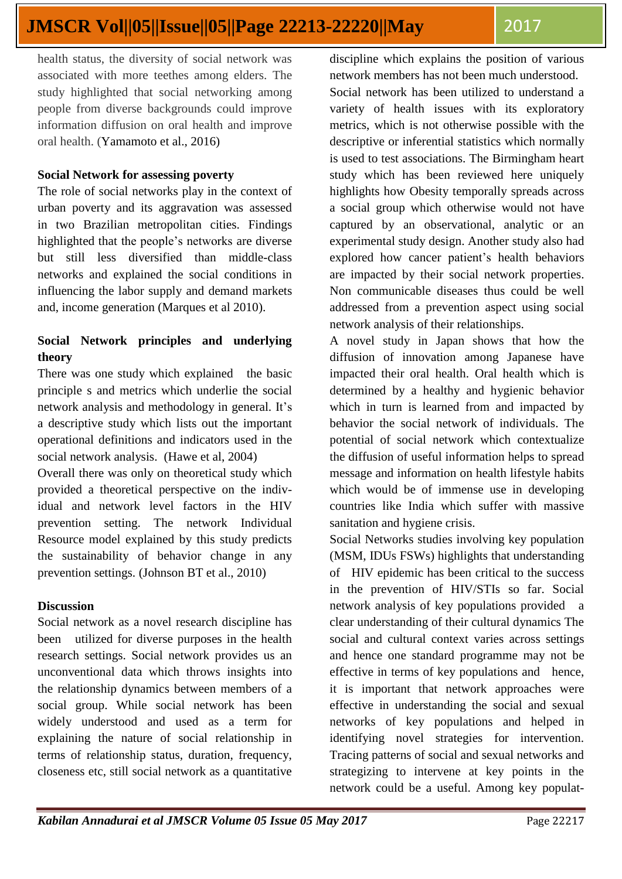health status, the diversity of social network was associated with more teethes among elders. The study highlighted that social networking among people from diverse backgrounds could improve information diffusion on oral health and improve oral health. (Yamamoto et al., 2016)

**Social Network for assessing poverty**

The role of social networks play in the context of urban poverty and its aggravation was assessed in two Brazilian metropolitan cities. Findings highlighted that the people's networks are diverse but still less diversified than middle-class networks and explained the social conditions in influencing the labor supply and demand markets and, income generation (Marques et al 2010).

**Social Network principles and underlying theory**

There was one study which explained the basic principle s and metrics which underlie the social network analysis and methodology in general. It's a descriptive study which lists out the important operational definitions and indicators used in the social network analysis. (Hawe et al, 2004)

Overall there was only on theoretical study which provided a theoretical perspective on the individual and network level factors in the HIV prevention setting. The network Individual Resource model explained by this study predicts the sustainability of behavior change in any prevention settings. (Johnson BT et al., 2010)

**Discussion**

Social network as a novel research discipline has been utilized for diverse purposes in the health research settings. Social network provides us an unconventional data which throws insights into the relationship dynamics between members of a social group. While social network has been widely understood and used as a term for explaining the nature of social relationship in terms of relationship status, duration, frequency, closeness etc, still social network as a quantitative discipline which explains the position of various network members has not been much understood.

Social network has been utilized to understand a variety of health issues with its exploratory metrics, which is not otherwise possible with the descriptive or inferential statistics which normally is used to test associations. The Birmingham heart study which has been reviewed here uniquely highlights how Obesity temporally spreads across a social group which otherwise would not have captured by an observational, analytic or an experimental study design. Another study also had explored how cancer patient's health behaviors are impacted by their social network properties. Non communicable diseases thus could be well addressed from a prevention aspect using social network analysis of their relationships.

A novel study in Japan shows that how the diffusion of innovation among Japanese have impacted their oral health. Oral health which is determined by a healthy and hygienic behavior which in turn is learned from and impacted by behavior the social network of individuals. The potential of social network which contextualize the diffusion of useful information helps to spread message and information on health lifestyle habits which would be of immense use in developing countries like India which suffer with massive sanitation and hygiene crisis.

Social Networks studies involving key population (MSM, IDUs FSWs) highlights that understanding of HIV epidemic has been critical to the success in the prevention of HIV/STIs so far. Social network analysis of key populations provided a clear understanding of their cultural dynamics The social and cultural context varies across settings and hence one standard programme may not be effective in terms of key populations and hence, it is important that network approaches were effective in understanding the social and sexual networks of key populations and helped in identifying novel strategies for intervention. Tracing patterns of social and sexual networks and strategizing to intervene at key points in the network could be a useful. Among key populat-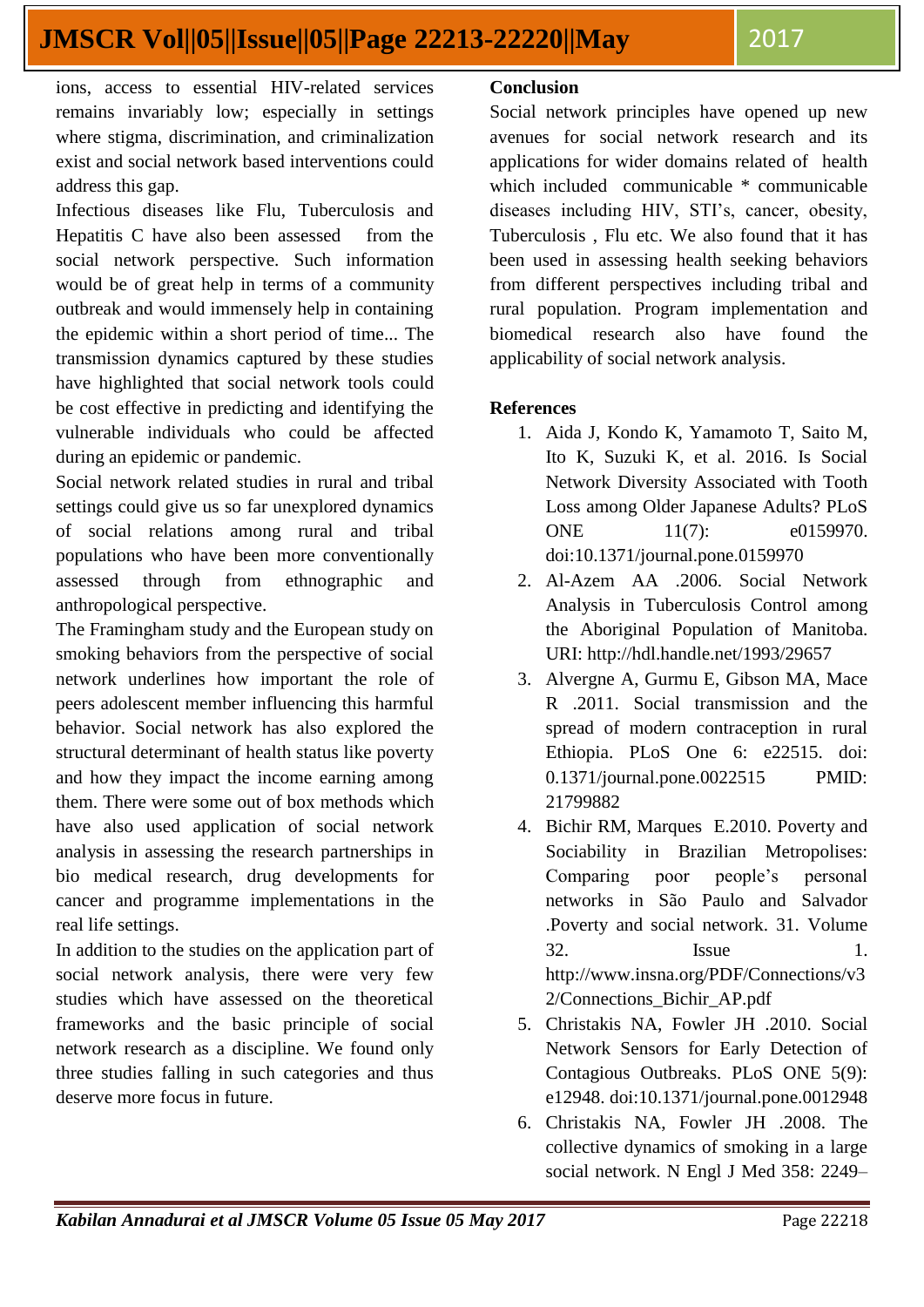ions, access to essential HIV-related services remains invariably low; especially in settings where stigma, discrimination, and criminalization exist and social network based interventions could address this gap.

Infectious diseases like Flu, Tuberculosis and Hepatitis C have also been assessed from the social network perspective. Such information would be of great help in terms of a community outbreak and would immensely help in containing the epidemic within a short period of time... The transmission dynamics captured by these studies have highlighted that social network tools could be cost effective in predicting and identifying the vulnerable individuals who could be affected during an epidemic or pandemic.

Social network related studies in rural and tribal settings could give us so far unexplored dynamics of social relations among rural and tribal populations who have been more conventionally assessed through from ethnographic and anthropological perspective.

The Framingham study and the European study on smoking behaviors from the perspective of social network underlines how important the role of peers adolescent member influencing this harmful behavior. Social network has also explored the structural determinant of health status like poverty and how they impact the income earning among them. There were some out of box methods which have also used application of social network analysis in assessing the research partnerships in bio medical research, drug developments for cancer and programme implementations in the real life settings.

In addition to the studies on the application part of social network analysis, there were very few studies which have assessed on the theoretical frameworks and the basic principle of social network research as a discipline. We found only three studies falling in such categories and thus deserve more focus in future.

## Conclusion

Social network principles have opened up new avenues for social network research and its applications for wider domains related of health which included communicable * communicable diseases including HIV, STI's, cancer, obesity, Tuberculosis , Flu etc. We also found that it has been used in assessing health seeking behaviors from different perspectives including tribal and rural population. Program implementation and biomedical research also have found the applicability of social network analysis.

## References

1. Aida J, Kondo K, Yamamoto T, Saito M, Ito K, Suzuki K, et al. 2016. Is Social Network Diversity Associated with Tooth Loss among Older Japanese Adults? PLoS ONE 11(7): e0159970. doi:10.1371/journal.pone.0159970
2. Al-Azem AA .2006. Social Network Analysis in Tuberculosis Control among the Aboriginal Population of Manitoba. URI: http://hdl.handle.net/1993/29657
3. Alvergne A, Gurmu E, Gibson MA, Mace R .2011. Social transmission and the spread of modern contraception in rural Ethiopia. PLoS One 6: e22515. doi: 0.1371/journal.pone.0022515 PMID: 21799882
4. Bichir RM, Marques E.2010. Poverty and Sociability in Brazilian Metropolises: Comparing poor people's personal networks in São Paulo and Salvador .Poverty and social network. 31. Volume 32. Issue 1. http://www.insna.org/PDF/Connections/v32/Connections_Bichir_AP.pdf
5. Christakis NA, Fowler JH .2010. Social Network Sensors for Early Detection of Contagious Outbreaks. PLoS ONE 5(9): e12948. doi:10.1371/journal.pone.0012948
6. Christakis NA, Fowler JH .2008. The collective dynamics of smoking in a large social network. N Engl J Med 358: 2249–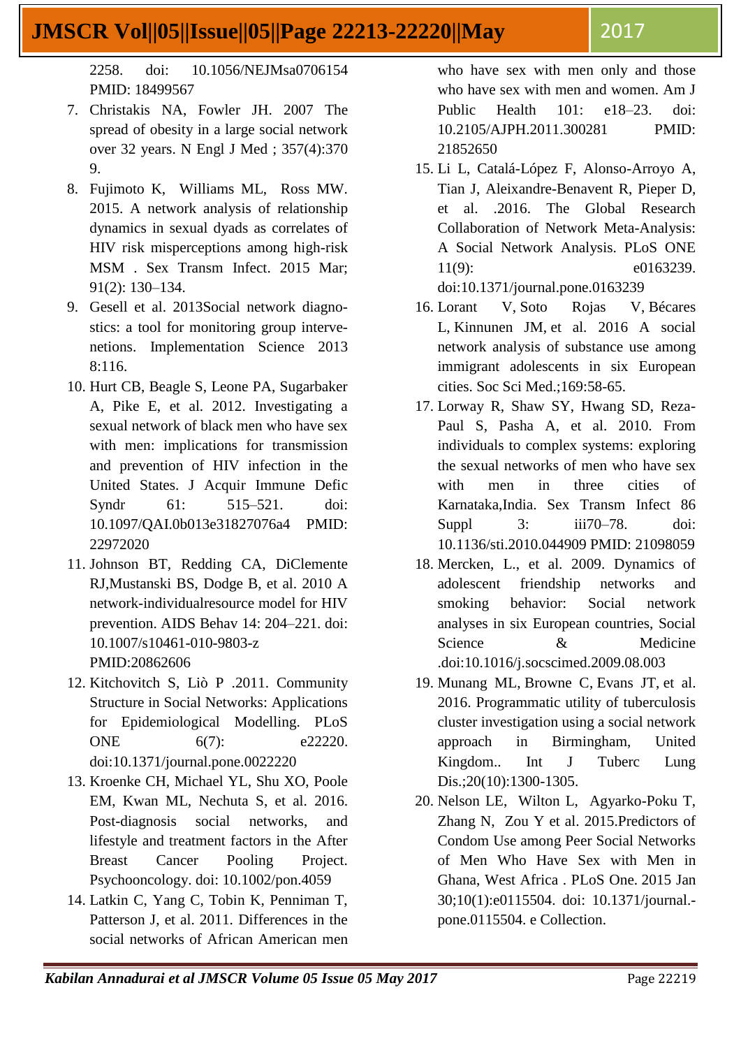2258. doi: 10.1056/NEJMsa0706154 PMID: 18499567

7. Christakis NA, Fowler JH. 2007 The spread of obesity in a large social network over 32 years. N Engl J Med ; 357(4):370 9.
8. Fujimoto K, Williams ML, Ross MW. 2015. A network analysis of relationship dynamics in sexual dyads as correlates of HIV risk misperceptions among high-risk MSM . Sex Transm Infect. 2015 Mar; 91(2): 130–134.
9. Gesell et al. 2013Social network diagnostics: a tool for monitoring group intervenetions. Implementation Science 2013 8:116.
10. Hurt CB, Beagle S, Leone PA, Sugarbaker A, Pike E, et al. 2012. Investigating a sexual network of black men who have sex with men: implications for transmission and prevention of HIV infection in the United States. J Acquir Immune Defic Syndr 61: 515–521. doi: 10.1097/QAI.0b013e31827076a4 PMID: 22972020
11. Johnson BT, Redding CA, DiClemente RJ,Mustanski BS, Dodge B, et al. 2010 A network-individualresource model for HIV prevention. AIDS Behav 14: 204–221. doi: 10.1007/s10461-010-9803-z PMID:20862606
12. Kitchovitch S, Liò P .2011. Community Structure in Social Networks: Applications for Epidemiological Modelling. PLoS ONE 6(7): e22220. doi:10.1371/journal.pone.0022220
13. Kroenke CH, Michael YL, Shu XO, Poole EM, Kwan ML, Nechuta S, et al. 2016. Post-diagnosis social networks, and lifestyle and treatment factors in the After Breast Cancer Pooling Project. Psychooncology. doi: 10.1002/pon.4059
14. Latkin C, Yang C, Tobin K, Penniman T, Patterson J, et al. 2011. Differences in the social networks of African American men who have sex with men only and those who have sex with men and women. Am J Public Health 101: e18–23. doi: 10.2105/AJPH.2011.300281 PMID: 21852650
15. Li L, Catalá-López F, Alonso-Arroyo A, Tian J, Aleixandre-Benavent R, Pieper D, et al. .2016. The Global Research Collaboration of Network Meta-Analysis: A Social Network Analysis. PLoS ONE 11(9): e0163239. doi:10.1371/journal.pone.0163239
16. Lorant V, Soto Rojas V, Bécares L, Kinnunen JM, et al. 2016 A social network analysis of substance use among immigrant adolescents in six European cities. Soc Sci Med.;169:58-65.
17. Lorway R, Shaw SY, Hwang SD, Reza-Paul S, Pasha A, et al. 2010. From individuals to complex systems: exploring the sexual networks of men who have sex with men in three cities of Karnataka,India. Sex Transm Infect 86 Suppl 3: iii70–78. doi: 10.1136/sti.2010.044909 PMID: 21098059
18. Mercken, L., et al. 2009. Dynamics of adolescent friendship networks and smoking behavior: Social network analyses in six European countries, Social Science & Medicine .doi:10.1016/j.socscimed.2009.08.003
19. Munang ML, Browne C, Evans JT, et al. 2016. Programmatic utility of tuberculosis cluster investigation using a social network approach in Birmingham, United Kingdom.. Int J Tuberc Lung Dis.;20(10):1300-1305.
20. Nelson LE, Wilton L, Agyarko-Poku T, Zhang N, Zou Y et al. 2015.Predictors of Condom Use among Peer Social Networks of Men Who Have Sex with Men in Ghana, West Africa . PLoS One. 2015 Jan 30;10(1):e0115504. doi: 10.1371/journal.-pone.0115504. e Collection.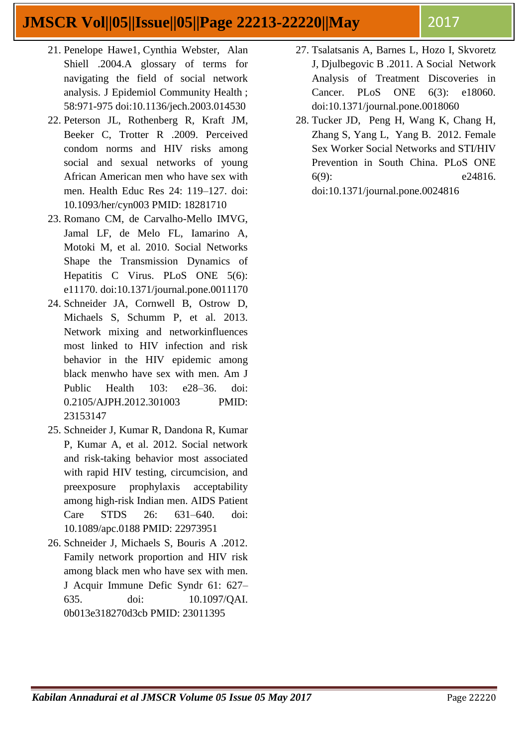21. Penelope Hawe1, Cynthia Webster, Alan Shiell .2004.A glossary of terms for navigating the field of social network analysis. J Epidemiol Community Health ; 58:971-975 doi:10.1136/jech.2003.014530
22. Peterson JL, Rothenberg R, Kraft JM, Beeker C, Trotter R .2009. Perceived condom norms and HIV risks among social and sexual networks of young African American men who have sex with men. Health Educ Res 24: 119–127. doi: 10.1093/her/cyn003 PMID: 18281710
23. Romano CM, de Carvalho-Mello IMVG, Jamal LF, de Melo FL, Iamarino A, Motoki M, et al. 2010. Social Networks Shape the Transmission Dynamics of Hepatitis C Virus. PLoS ONE 5(6): e11170. doi:10.1371/journal.pone.0011170
24. Schneider JA, Cornwell B, Ostrow D, Michaels S, Schumm P, et al. 2013. Network mixing and networkinfluences most linked to HIV infection and risk behavior in the HIV epidemic among black menwho have sex with men. Am J Public Health 103: e28–36. doi: 0.2105/AJPH.2012.301003 PMID: 23153147
25. Schneider J, Kumar R, Dandona R, Kumar P, Kumar A, et al. 2012. Social network and risk-taking behavior most associated with rapid HIV testing, circumcision, and preexposure prophylaxis acceptability among high-risk Indian men. AIDS Patient Care STDS 26: 631–640. doi: 10.1089/apc.0188 PMID: 22973951
26. Schneider J, Michaels S, Bouris A .2012. Family network proportion and HIV risk among black men who have sex with men. J Acquir Immune Defic Syndr 61: 627–635. doi: 10.1097/QAI. 0b013e318270d3cb PMID: 23011395
27. Tsalatsanis A, Barnes L, Hozo I, Skvoretz J, Djulbegovic B .2011. A Social Network Analysis of Treatment Discoveries in Cancer. PLoS ONE 6(3): e18060. doi:10.1371/journal.pone.0018060
28. Tucker JD, Peng H, Wang K, Chang H, Zhang S, Yang L, Yang B. 2012. Female Sex Worker Social Networks and STI/HIV Prevention in South China. PLoS ONE 6(9): e24816. doi:10.1371/journal.pone.0024816